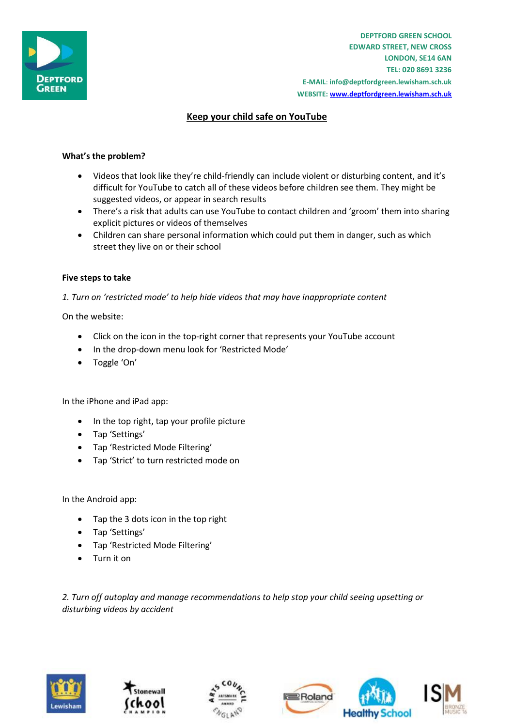DEPTFORD GREEN SCHOOL
EDWARD STREET, NEW CROSS
LONDON, SE14 6AN
TEL: 020 8691 3236
E-MAIL: info@deptfordgreen.lewisham.sch.uk
WEBSITE: www.deptfordgreen.lewisham.sch.uk

# Keep your child safe on YouTube

**What's the problem?**

- Videos that look like they're child-friendly can include violent or disturbing content, and it's difficult for YouTube to catch all of these videos before children see them. They might be suggested videos, or appear in search results
- There's a risk that adults can use YouTube to contact children and 'groom' them into sharing explicit pictures or videos of themselves
- Children can share personal information which could put them in danger, such as which street they live on or their school

**Five steps to take**

*1. Turn on 'restricted mode' to help hide videos that may have inappropriate content*

On the website:

- Click on the icon in the top-right corner that represents your YouTube account
- In the drop-down menu look for 'Restricted Mode'
- Toggle 'On'

In the iPhone and iPad app:

- In the top right, tap your profile picture
- Tap 'Settings'
- Tap 'Restricted Mode Filtering'
- Tap 'Strict' to turn restricted mode on

In the Android app:

- Tap the 3 dots icon in the top right
- Tap 'Settings'
- Tap 'Restricted Mode Filtering'
- Turn it on

*2. Turn off autoplay and manage recommendations to help stop your child seeing upsetting or disturbing videos by accident*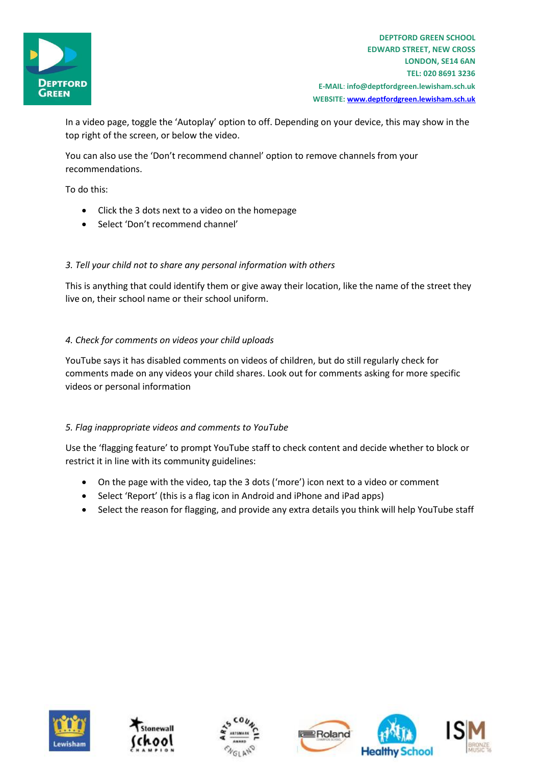In a video page, toggle the 'Autoplay' option to off. Depending on your device, this may show in the top right of the screen, or below the video.

You can also use the 'Don't recommend channel' option to remove channels from your recommendations.

To do this:

- Click the 3 dots next to a video on the homepage
- Select 'Don't recommend channel'

*3. Tell your child not to share any personal information with others*

This is anything that could identify them or give away their location, like the name of the street they live on, their school name or their school uniform.

*4. Check for comments on videos your child uploads*

YouTube says it has disabled comments on videos of children, but do still regularly check for comments made on any videos your child shares. Look out for comments asking for more specific videos or personal information

*5. Flag inappropriate videos and comments to YouTube*

Use the 'flagging feature' to prompt YouTube staff to check content and decide whether to block or restrict it in line with its community guidelines:

- On the page with the video, tap the 3 dots ('more') icon next to a video or comment
- Select 'Report' (this is a flag icon in Android and iPhone and iPad apps)
- Select the reason for flagging, and provide any extra details you think will help YouTube staff